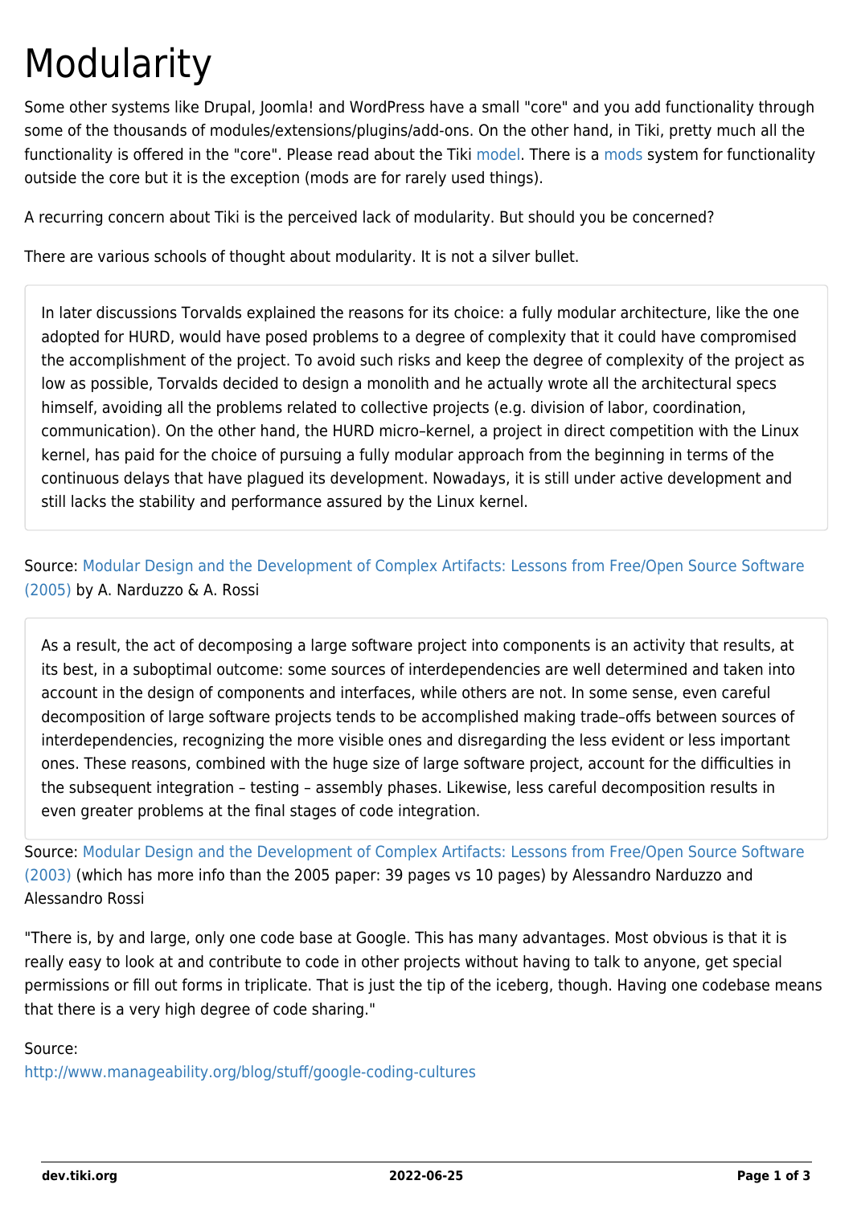# Modularity

Some other systems like Drupal, Joomla! and WordPress have a small "core" and you add functionality through some of the thousands of modules/extensions/plugins/add-ons. On the other hand, in Tiki, pretty much all the functionality is offered in the "core". Please read about the Tiki model. There is a mods system for functionality outside the core but it is the exception (mods are for rarely used things).

A recurring concern about Tiki is the perceived lack of modularity. But should you be concerned?

There are various schools of thought about modularity. It is not a silver bullet.

> In later discussions Torvalds explained the reasons for its choice: a fully modular architecture, like the one adopted for HURD, would have posed problems to a degree of complexity that it could have compromised the accomplishment of the project. To avoid such risks and keep the degree of complexity of the project as low as possible, Torvalds decided to design a monolith and he actually wrote all the architectural specs himself, avoiding all the problems related to collective projects (e.g. division of labor, coordination, communication). On the other hand, the HURD micro–kernel, a project in direct competition with the Linux kernel, has paid for the choice of pursuing a fully modular approach from the beginning in terms of the continuous delays that have plagued its development. Nowadays, it is still under active development and still lacks the stability and performance assured by the Linux kernel.

Source: Modular Design and the Development of Complex Artifacts: Lessons from Free/Open Source Software (2005) by A. Narduzzo & A. Rossi

> As a result, the act of decomposing a large software project into components is an activity that results, at its best, in a suboptimal outcome: some sources of interdependencies are well determined and taken into account in the design of components and interfaces, while others are not. In some sense, even careful decomposition of large software projects tends to be accomplished making trade–offs between sources of interdependencies, recognizing the more visible ones and disregarding the less evident or less important ones. These reasons, combined with the huge size of large software project, account for the difficulties in the subsequent integration – testing – assembly phases. Likewise, less careful decomposition results in even greater problems at the final stages of code integration.

Source: Modular Design and the Development of Complex Artifacts: Lessons from Free/Open Source Software (2003) (which has more info than the 2005 paper: 39 pages vs 10 pages) by Alessandro Narduzzo and Alessandro Rossi

"There is, by and large, only one code base at Google. This has many advantages. Most obvious is that it is really easy to look at and contribute to code in other projects without having to talk to anyone, get special permissions or fill out forms in triplicate. That is just the tip of the iceberg, though. Having one codebase means that there is a very high degree of code sharing."

Source:
http://www.manageability.org/blog/stuff/google-coding-cultures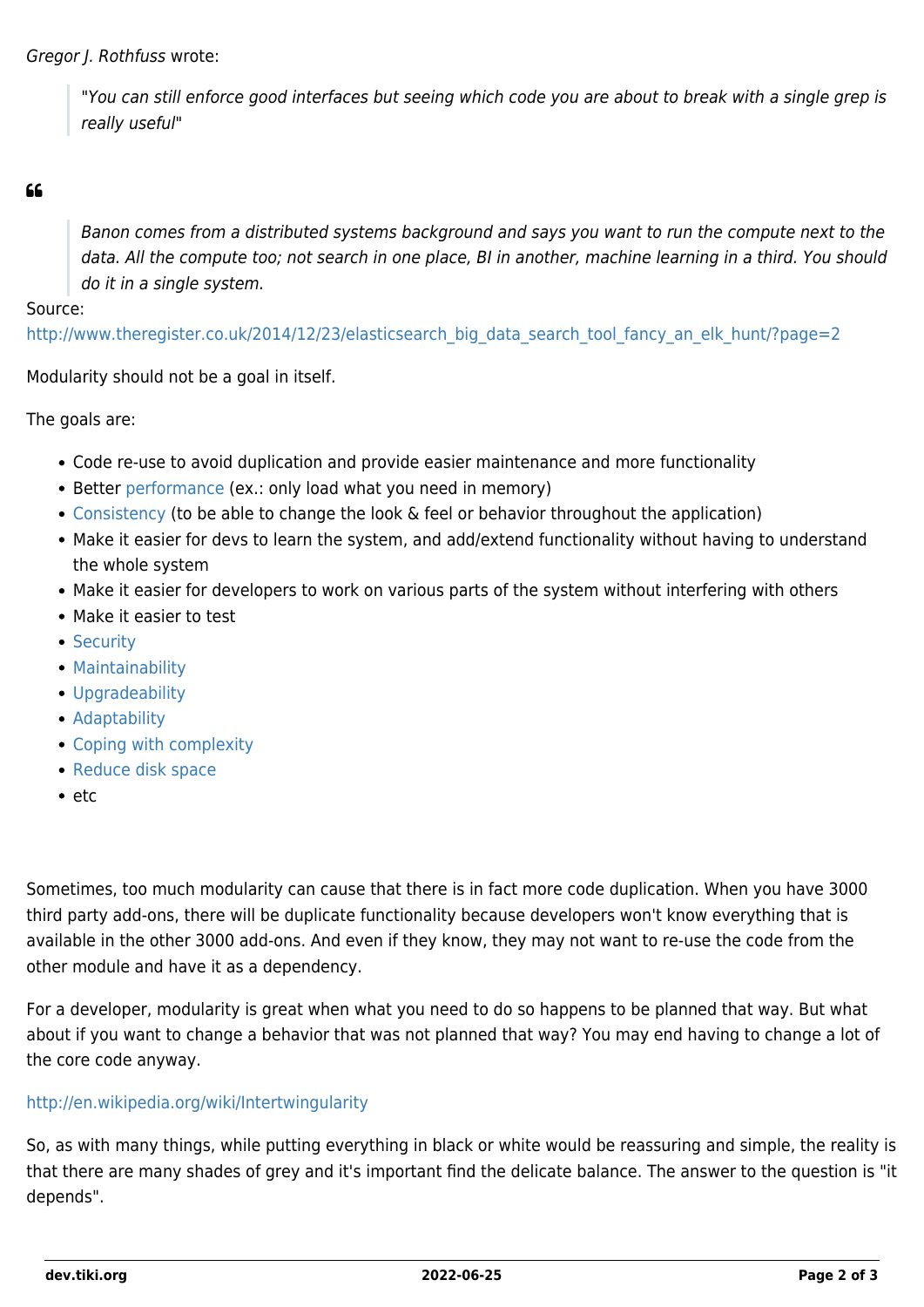*Gregor J. Rothfuss* wrote:

> "*You can still enforce good interfaces but seeing which code you are about to break with a single grep is really useful*"

> *Banon comes from a distributed systems background and says you want to run the compute next to the data. All the compute too; not search in one place, BI in another, machine learning in a third. You should do it in a single system.*

Source:
http://www.theregister.co.uk/2014/12/23/elasticsearch_big_data_search_tool_fancy_an_elk_hunt/?page=2

Modularity should not be a goal in itself.

The goals are:

- Code re-use to avoid duplication and provide easier maintenance and more functionality
- Better performance (ex.: only load what you need in memory)
- Consistency (to be able to change the look & feel or behavior throughout the application)
- Make it easier for devs to learn the system, and add/extend functionality without having to understand the whole system
- Make it easier for developers to work on various parts of the system without interfering with others
- Make it easier to test
- Security
- Maintainability
- Upgradeability
- Adaptability
- Coping with complexity
- Reduce disk space
- etc

Sometimes, too much modularity can cause that there is in fact more code duplication. When you have 3000 third party add-ons, there will be duplicate functionality because developers won't know everything that is available in the other 3000 add-ons. And even if they know, they may not want to re-use the code from the other module and have it as a dependency.

For a developer, modularity is great when what you need to do so happens to be planned that way. But what about if you want to change a behavior that was not planned that way? You may end having to change a lot of the core code anyway.

http://en.wikipedia.org/wiki/Intertwingularity

So, as with many things, while putting everything in black or white would be reassuring and simple, the reality is that there are many shades of grey and it's important find the delicate balance. The answer to the question is "it depends".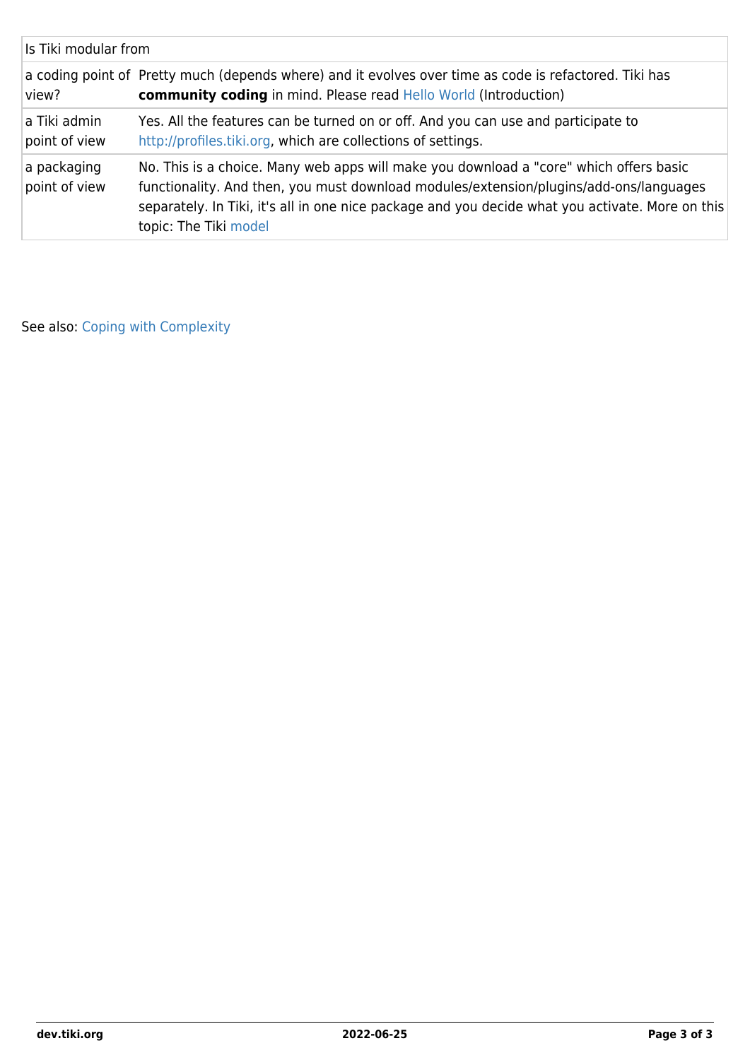| Is Tiki modular from | |
|---|---|
| a coding point of view? | Pretty much (depends where) and it evolves over time as code is refactored. Tiki has **community coding** in mind. Please read Hello World (Introduction) |
| a Tiki admin point of view | Yes. All the features can be turned on or off. And you can use and participate to http://profiles.tiki.org, which are collections of settings. |
| a packaging point of view | No. This is a choice. Many web apps will make you download a "core" which offers basic functionality. And then, you must download modules/extension/plugins/add-ons/languages separately. In Tiki, it's all in one nice package and you decide what you activate. More on this topic: The Tiki model |

See also: Coping with Complexity